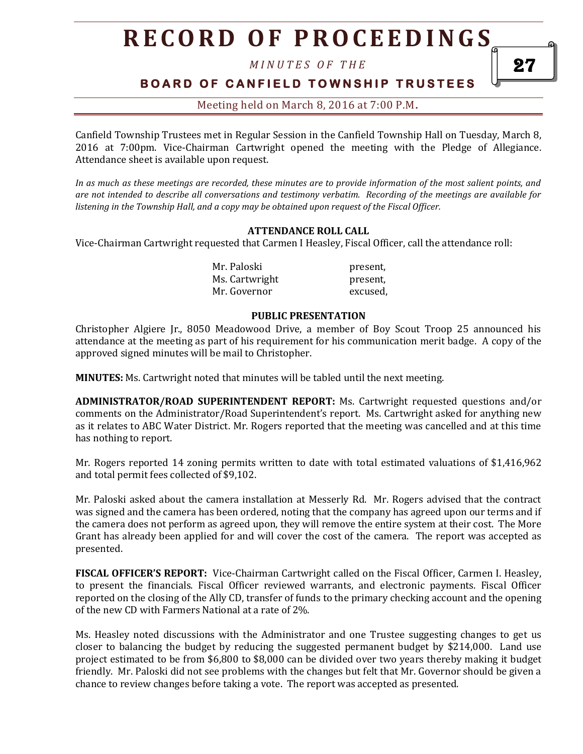Canfield Township Trustees met in Regular Session in the Canfield Township Hall on Tuesday, March 8, 2016 at 7:00pm. Vice-Chairman Cartwright opened the meeting with the Pledge of Allegiance. Attendance sheet is available upon request.

*In as much as these meetings are recorded, these minutes are to provide information of the most salient points, and are not intended to describe all conversations and testimony verbatim. Recording of the meetings are available for listening in the Township Hall, and a copy may be obtained upon request of the Fiscal Officer.*

**ATTENDANCE ROLL CALL**

Vice-Chairman Cartwright requested that Carmen I Heasley, Fiscal Officer, call the attendance roll:

| | |
|---|---|
| Mr. Paloski | present, |
| Ms. Cartwright | present, |
| Mr. Governor | excused, |

**PUBLIC PRESENTATION**

Christopher Algiere Jr., 8050 Meadowood Drive, a member of Boy Scout Troop 25 announced his attendance at the meeting as part of his requirement for his communication merit badge. A copy of the approved signed minutes will be mail to Christopher.

**MINUTES:** Ms. Cartwright noted that minutes will be tabled until the next meeting.

**ADMINISTRATOR/ROAD SUPERINTENDENT REPORT:** Ms. Cartwright requested questions and/or comments on the Administrator/Road Superintendent's report. Ms. Cartwright asked for anything new as it relates to ABC Water District. Mr. Rogers reported that the meeting was cancelled and at this time has nothing to report.

Mr. Rogers reported 14 zoning permits written to date with total estimated valuations of $1,416,962 and total permit fees collected of $9,102.

Mr. Paloski asked about the camera installation at Messerly Rd. Mr. Rogers advised that the contract was signed and the camera has been ordered, noting that the company has agreed upon our terms and if the camera does not perform as agreed upon, they will remove the entire system at their cost. The More Grant has already been applied for and will cover the cost of the camera. The report was accepted as presented.

**FISCAL OFFICER'S REPORT:** Vice-Chairman Cartwright called on the Fiscal Officer, Carmen I. Heasley, to present the financials. Fiscal Officer reviewed warrants, and electronic payments. Fiscal Officer reported on the closing of the Ally CD, transfer of funds to the primary checking account and the opening of the new CD with Farmers National at a rate of 2%.

Ms. Heasley noted discussions with the Administrator and one Trustee suggesting changes to get us closer to balancing the budget by reducing the suggested permanent budget by $214,000. Land use project estimated to be from $6,800 to $8,000 can be divided over two years thereby making it budget friendly. Mr. Paloski did not see problems with the changes but felt that Mr. Governor should be given a chance to review changes before taking a vote. The report was accepted as presented.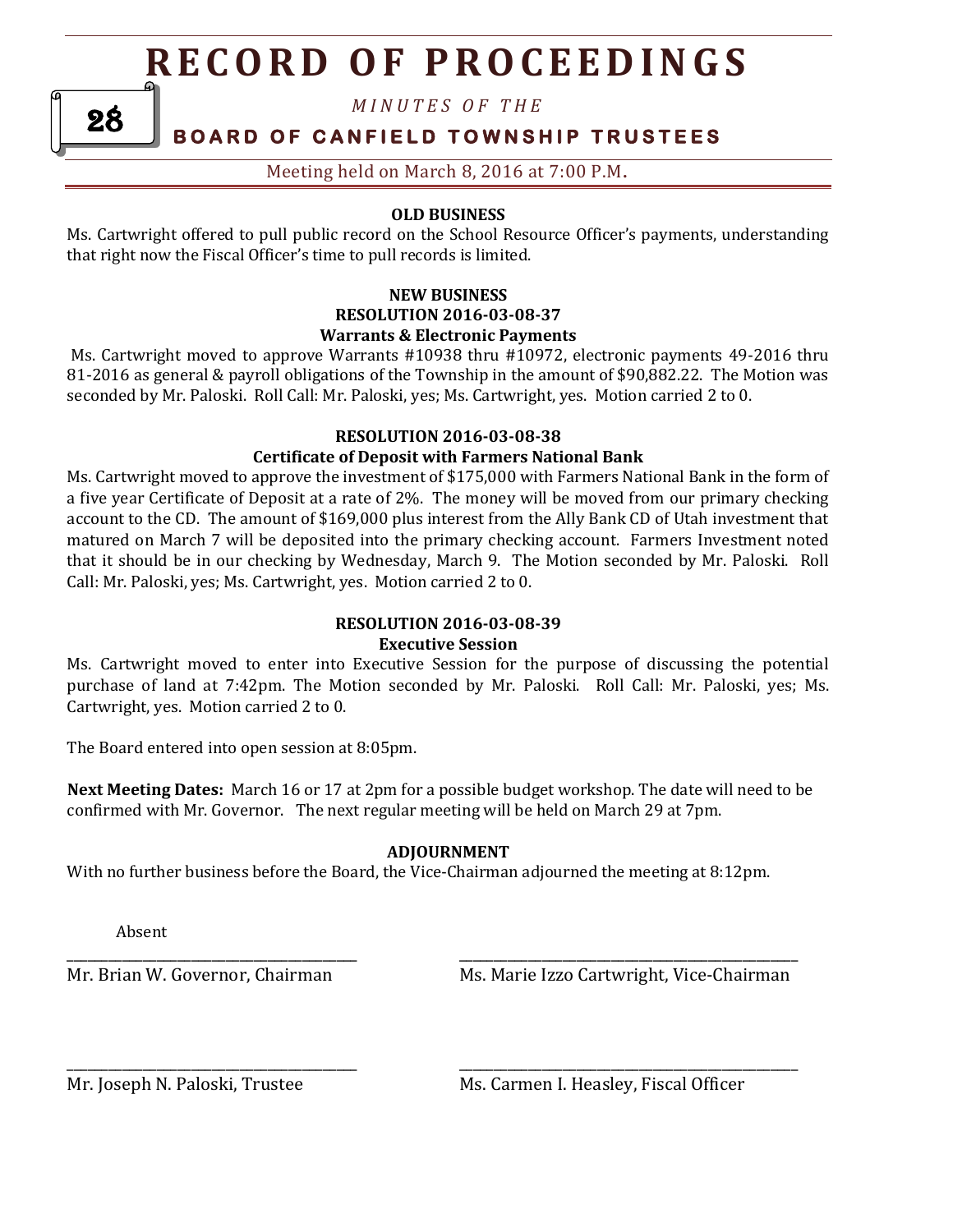**OLD BUSINESS**

Ms. Cartwright offered to pull public record on the School Resource Officer's payments, understanding that right now the Fiscal Officer's time to pull records is limited.

**NEW BUSINESS**

**RESOLUTION 2016-03-08-37**

**Warrants & Electronic Payments**

Ms. Cartwright moved to approve Warrants #10938 thru #10972, electronic payments 49-2016 thru 81-2016 as general & payroll obligations of the Township in the amount of $90,882.22. The Motion was seconded by Mr. Paloski. Roll Call: Mr. Paloski, yes; Ms. Cartwright, yes. Motion carried 2 to 0.

**RESOLUTION 2016-03-08-38**

**Certificate of Deposit with Farmers National Bank**

Ms. Cartwright moved to approve the investment of $175,000 with Farmers National Bank in the form of a five year Certificate of Deposit at a rate of 2%. The money will be moved from our primary checking account to the CD. The amount of $169,000 plus interest from the Ally Bank CD of Utah investment that matured on March 7 will be deposited into the primary checking account. Farmers Investment noted that it should be in our checking by Wednesday, March 9. The Motion seconded by Mr. Paloski. Roll Call: Mr. Paloski, yes; Ms. Cartwright, yes. Motion carried 2 to 0.

**RESOLUTION 2016-03-08-39**

**Executive Session**

Ms. Cartwright moved to enter into Executive Session for the purpose of discussing the potential purchase of land at 7:42pm. The Motion seconded by Mr. Paloski. Roll Call: Mr. Paloski, yes; Ms. Cartwright, yes. Motion carried 2 to 0.

The Board entered into open session at 8:05pm.

**Next Meeting Dates:** March 16 or 17 at 2pm for a possible budget workshop. The date will need to be confirmed with Mr. Governor. The next regular meeting will be held on March 29 at 7pm.

**ADJOURNMENT**

With no further business before the Board, the Vice-Chairman adjourned the meeting at 8:12pm.

Absent

\_\_\_\_\_\_\_\_\_\_\_\_\_\_\_\_\_\_\_\_\_\_\_\_\_\_\_\_\_\_\_\_\_\_\_\_\_\_\_\_
Mr. Brian W. Governor, Chairman

\_\_\_\_\_\_\_\_\_\_\_\_\_\_\_\_\_\_\_\_\_\_\_\_\_\_\_\_\_\_\_\_\_\_\_\_\_\_\_\_
Ms. Marie Izzo Cartwright, Vice-Chairman

\_\_\_\_\_\_\_\_\_\_\_\_\_\_\_\_\_\_\_\_\_\_\_\_\_\_\_\_\_\_\_\_\_\_\_\_\_\_\_\_
Mr. Joseph N. Paloski, Trustee

\_\_\_\_\_\_\_\_\_\_\_\_\_\_\_\_\_\_\_\_\_\_\_\_\_\_\_\_\_\_\_\_\_\_\_\_\_\_\_\_
Ms. Carmen I. Heasley, Fiscal Officer